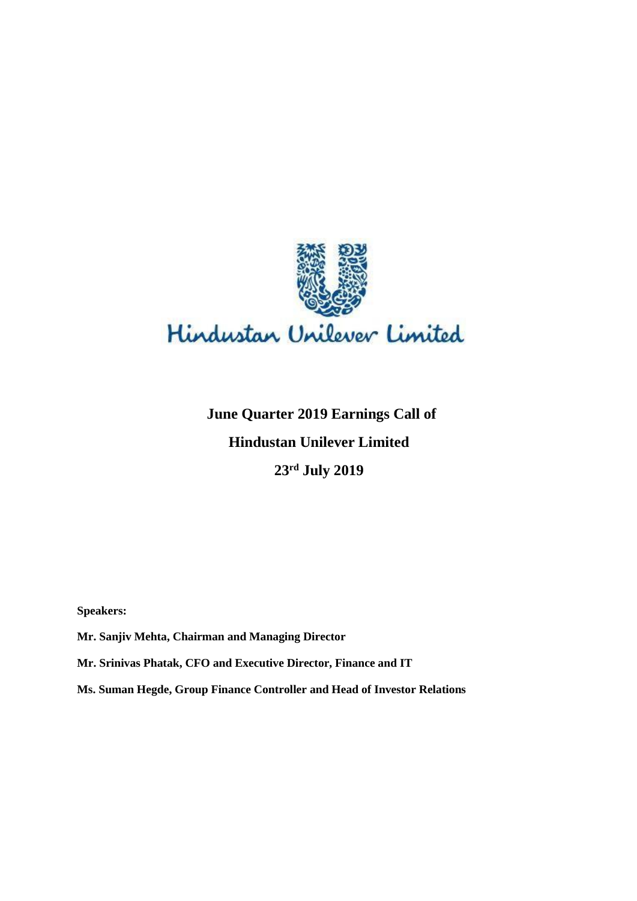Hindustan Unilever Limited

# June Quarter 2019 Earnings Call of Hindustan Unilever Limited

## 23rd July 2019

**Speakers:**

**Mr. Sanjiv Mehta, Chairman and Managing Director**

**Mr. Srinivas Phatak, CFO and Executive Director, Finance and IT**

**Ms. Suman Hegde, Group Finance Controller and Head of Investor Relations**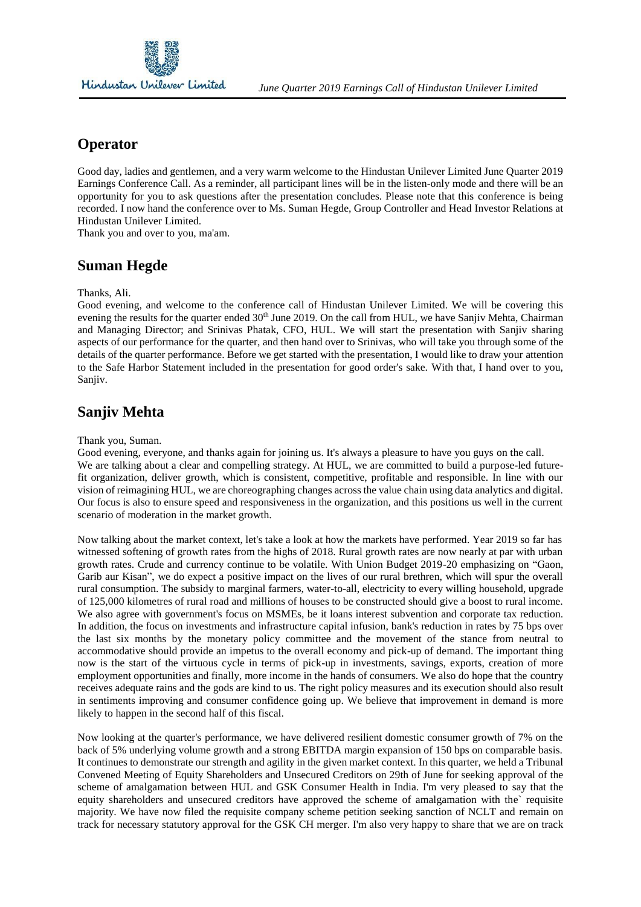## Operator

Good day, ladies and gentlemen, and a very warm welcome to the Hindustan Unilever Limited June Quarter 2019 Earnings Conference Call. As a reminder, all participant lines will be in the listen-only mode and there will be an opportunity for you to ask questions after the presentation concludes. Please note that this conference is being recorded. I now hand the conference over to Ms. Suman Hegde, Group Controller and Head Investor Relations at Hindustan Unilever Limited.
Thank you and over to you, ma'am.

## Suman Hegde

Thanks, Ali.
Good evening, and welcome to the conference call of Hindustan Unilever Limited. We will be covering this evening the results for the quarter ended 30th June 2019. On the call from HUL, we have Sanjiv Mehta, Chairman and Managing Director; and Srinivas Phatak, CFO, HUL. We will start the presentation with Sanjiv sharing aspects of our performance for the quarter, and then hand over to Srinivas, who will take you through some of the details of the quarter performance. Before we get started with the presentation, I would like to draw your attention to the Safe Harbor Statement included in the presentation for good order's sake. With that, I hand over to you, Sanjiv.

## Sanjiv Mehta

Thank you, Suman.
Good evening, everyone, and thanks again for joining us. It's always a pleasure to have you guys on the call.
We are talking about a clear and compelling strategy. At HUL, we are committed to build a purpose-led future-fit organization, deliver growth, which is consistent, competitive, profitable and responsible. In line with our vision of reimagining HUL, we are choreographing changes across the value chain using data analytics and digital. Our focus is also to ensure speed and responsiveness in the organization, and this positions us well in the current scenario of moderation in the market growth.

Now talking about the market context, let's take a look at how the markets have performed. Year 2019 so far has witnessed softening of growth rates from the highs of 2018. Rural growth rates are now nearly at par with urban growth rates. Crude and currency continue to be volatile. With Union Budget 2019-20 emphasizing on "Gaon, Garib aur Kisan", we do expect a positive impact on the lives of our rural brethren, which will spur the overall rural consumption. The subsidy to marginal farmers, water-to-all, electricity to every willing household, upgrade of 125,000 kilometres of rural road and millions of houses to be constructed should give a boost to rural income. We also agree with government's focus on MSMEs, be it loans interest subvention and corporate tax reduction. In addition, the focus on investments and infrastructure capital infusion, bank's reduction in rates by 75 bps over the last six months by the monetary policy committee and the movement of the stance from neutral to accommodative should provide an impetus to the overall economy and pick-up of demand. The important thing now is the start of the virtuous cycle in terms of pick-up in investments, savings, exports, creation of more employment opportunities and finally, more income in the hands of consumers. We also do hope that the country receives adequate rains and the gods are kind to us. The right policy measures and its execution should also result in sentiments improving and consumer confidence going up. We believe that improvement in demand is more likely to happen in the second half of this fiscal.

Now looking at the quarter's performance, we have delivered resilient domestic consumer growth of 7% on the back of 5% underlying volume growth and a strong EBITDA margin expansion of 150 bps on comparable basis. It continues to demonstrate our strength and agility in the given market context. In this quarter, we held a Tribunal Convened Meeting of Equity Shareholders and Unsecured Creditors on 29th of June for seeking approval of the scheme of amalgamation between HUL and GSK Consumer Health in India. I'm very pleased to say that the equity shareholders and unsecured creditors have approved the scheme of amalgamation with the` requisite majority. We have now filed the requisite company scheme petition seeking sanction of NCLT and remain on track for necessary statutory approval for the GSK CH merger. I'm also very happy to share that we are on track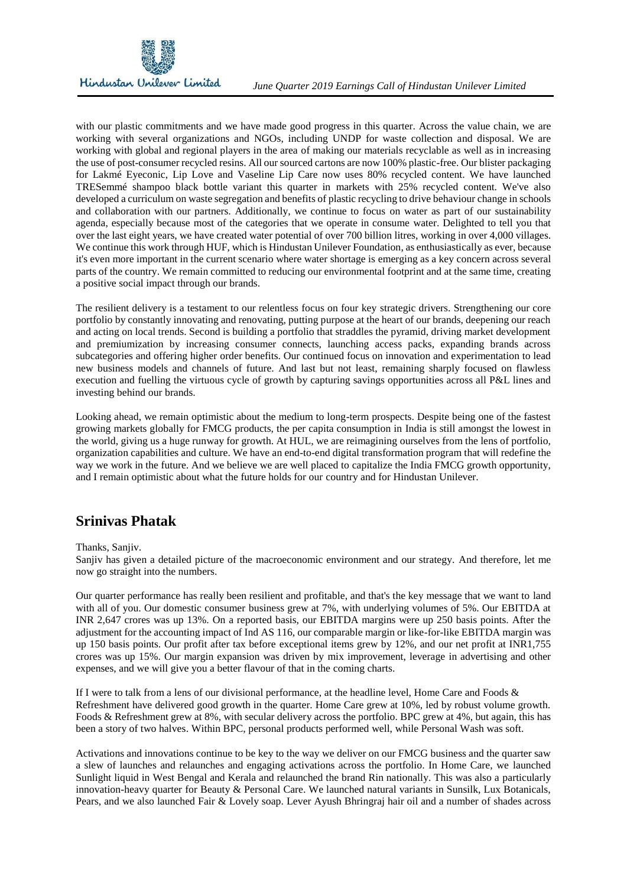with our plastic commitments and we have made good progress in this quarter. Across the value chain, we are working with several organizations and NGOs, including UNDP for waste collection and disposal. We are working with global and regional players in the area of making our materials recyclable as well as in increasing the use of post-consumer recycled resins. All our sourced cartons are now 100% plastic-free. Our blister packaging for Lakmé Eyeconic, Lip Love and Vaseline Lip Care now uses 80% recycled content. We have launched TRESemmé shampoo black bottle variant this quarter in markets with 25% recycled content. We've also developed a curriculum on waste segregation and benefits of plastic recycling to drive behaviour change in schools and collaboration with our partners. Additionally, we continue to focus on water as part of our sustainability agenda, especially because most of the categories that we operate in consume water. Delighted to tell you that over the last eight years, we have created water potential of over 700 billion litres, working in over 4,000 villages. We continue this work through HUF, which is Hindustan Unilever Foundation, as enthusiastically as ever, because it's even more important in the current scenario where water shortage is emerging as a key concern across several parts of the country. We remain committed to reducing our environmental footprint and at the same time, creating a positive social impact through our brands.

The resilient delivery is a testament to our relentless focus on four key strategic drivers. Strengthening our core portfolio by constantly innovating and renovating, putting purpose at the heart of our brands, deepening our reach and acting on local trends. Second is building a portfolio that straddles the pyramid, driving market development and premiumization by increasing consumer connects, launching access packs, expanding brands across subcategories and offering higher order benefits. Our continued focus on innovation and experimentation to lead new business models and channels of future. And last but not least, remaining sharply focused on flawless execution and fuelling the virtuous cycle of growth by capturing savings opportunities across all P&L lines and investing behind our brands.

Looking ahead, we remain optimistic about the medium to long-term prospects. Despite being one of the fastest growing markets globally for FMCG products, the per capita consumption in India is still amongst the lowest in the world, giving us a huge runway for growth. At HUL, we are reimagining ourselves from the lens of portfolio, organization capabilities and culture. We have an end-to-end digital transformation program that will redefine the way we work in the future. And we believe we are well placed to capitalize the India FMCG growth opportunity, and I remain optimistic about what the future holds for our country and for Hindustan Unilever.

## Srinivas Phatak

Thanks, Sanjiv.
Sanjiv has given a detailed picture of the macroeconomic environment and our strategy. And therefore, let me now go straight into the numbers.

Our quarter performance has really been resilient and profitable, and that's the key message that we want to land with all of you. Our domestic consumer business grew at 7%, with underlying volumes of 5%. Our EBITDA at INR 2,647 crores was up 13%. On a reported basis, our EBITDA margins were up 250 basis points. After the adjustment for the accounting impact of Ind AS 116, our comparable margin or like-for-like EBITDA margin was up 150 basis points. Our profit after tax before exceptional items grew by 12%, and our net profit at INR1,755 crores was up 15%. Our margin expansion was driven by mix improvement, leverage in advertising and other expenses, and we will give you a better flavour of that in the coming charts.

If I were to talk from a lens of our divisional performance, at the headline level, Home Care and Foods & Refreshment have delivered good growth in the quarter. Home Care grew at 10%, led by robust volume growth. Foods & Refreshment grew at 8%, with secular delivery across the portfolio. BPC grew at 4%, but again, this has been a story of two halves. Within BPC, personal products performed well, while Personal Wash was soft.

Activations and innovations continue to be key to the way we deliver on our FMCG business and the quarter saw a slew of launches and relaunches and engaging activations across the portfolio. In Home Care, we launched Sunlight liquid in West Bengal and Kerala and relaunched the brand Rin nationally. This was also a particularly innovation-heavy quarter for Beauty & Personal Care. We launched natural variants in Sunsilk, Lux Botanicals, Pears, and we also launched Fair & Lovely soap. Lever Ayush Bhringraj hair oil and a number of shades across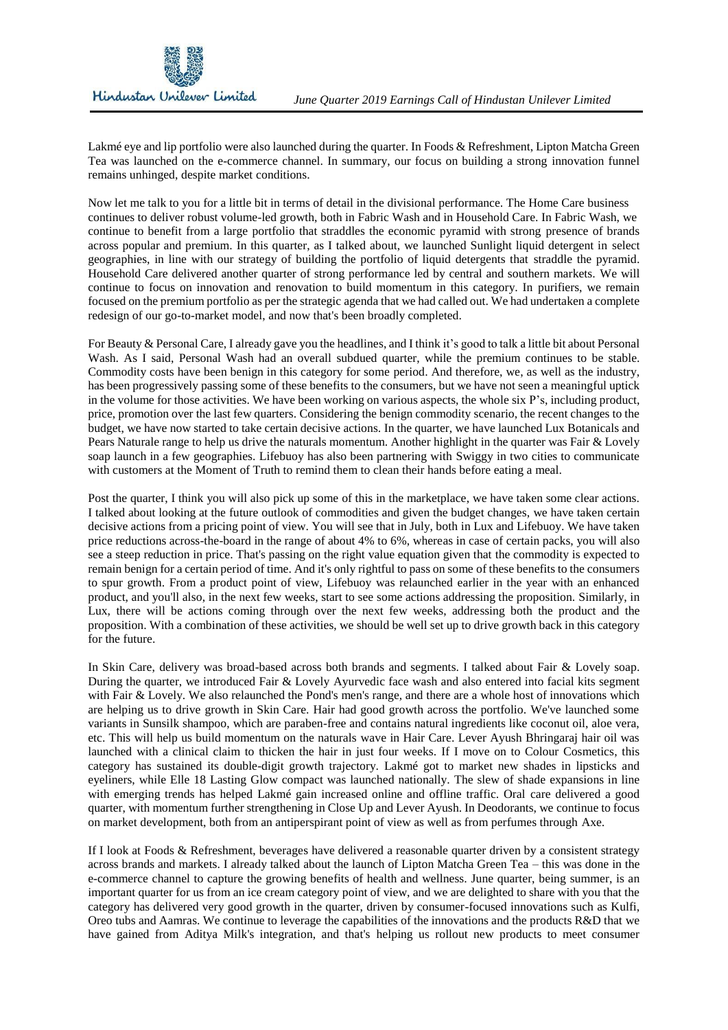Lakmé eye and lip portfolio were also launched during the quarter. In Foods & Refreshment, Lipton Matcha Green Tea was launched on the e-commerce channel. In summary, our focus on building a strong innovation funnel remains unhinged, despite market conditions.

Now let me talk to you for a little bit in terms of detail in the divisional performance. The Home Care business continues to deliver robust volume-led growth, both in Fabric Wash and in Household Care. In Fabric Wash, we continue to benefit from a large portfolio that straddles the economic pyramid with strong presence of brands across popular and premium. In this quarter, as I talked about, we launched Sunlight liquid detergent in select geographies, in line with our strategy of building the portfolio of liquid detergents that straddle the pyramid. Household Care delivered another quarter of strong performance led by central and southern markets. We will continue to focus on innovation and renovation to build momentum in this category. In purifiers, we remain focused on the premium portfolio as per the strategic agenda that we had called out. We had undertaken a complete redesign of our go-to-market model, and now that's been broadly completed.

For Beauty & Personal Care, I already gave you the headlines, and I think it's good to talk a little bit about Personal Wash. As I said, Personal Wash had an overall subdued quarter, while the premium continues to be stable. Commodity costs have been benign in this category for some period. And therefore, we, as well as the industry, has been progressively passing some of these benefits to the consumers, but we have not seen a meaningful uptick in the volume for those activities. We have been working on various aspects, the whole six P's, including product, price, promotion over the last few quarters. Considering the benign commodity scenario, the recent changes to the budget, we have now started to take certain decisive actions. In the quarter, we have launched Lux Botanicals and Pears Naturale range to help us drive the naturals momentum. Another highlight in the quarter was Fair & Lovely soap launch in a few geographies. Lifebuoy has also been partnering with Swiggy in two cities to communicate with customers at the Moment of Truth to remind them to clean their hands before eating a meal.

Post the quarter, I think you will also pick up some of this in the marketplace, we have taken some clear actions. I talked about looking at the future outlook of commodities and given the budget changes, we have taken certain decisive actions from a pricing point of view. You will see that in July, both in Lux and Lifebuoy. We have taken price reductions across-the-board in the range of about 4% to 6%, whereas in case of certain packs, you will also see a steep reduction in price. That's passing on the right value equation given that the commodity is expected to remain benign for a certain period of time. And it's only rightful to pass on some of these benefits to the consumers to spur growth. From a product point of view, Lifebuoy was relaunched earlier in the year with an enhanced product, and you'll also, in the next few weeks, start to see some actions addressing the proposition. Similarly, in Lux, there will be actions coming through over the next few weeks, addressing both the product and the proposition. With a combination of these activities, we should be well set up to drive growth back in this category for the future.

In Skin Care, delivery was broad-based across both brands and segments. I talked about Fair & Lovely soap. During the quarter, we introduced Fair & Lovely Ayurvedic face wash and also entered into facial kits segment with Fair & Lovely. We also relaunched the Pond's men's range, and there are a whole host of innovations which are helping us to drive growth in Skin Care. Hair had good growth across the portfolio. We've launched some variants in Sunsilk shampoo, which are paraben-free and contains natural ingredients like coconut oil, aloe vera, etc. This will help us build momentum on the naturals wave in Hair Care. Lever Ayush Bhringaraj hair oil was launched with a clinical claim to thicken the hair in just four weeks. If I move on to Colour Cosmetics, this category has sustained its double-digit growth trajectory. Lakmé got to market new shades in lipsticks and eyeliners, while Elle 18 Lasting Glow compact was launched nationally. The slew of shade expansions in line with emerging trends has helped Lakmé gain increased online and offline traffic. Oral care delivered a good quarter, with momentum further strengthening in Close Up and Lever Ayush. In Deodorants, we continue to focus on market development, both from an antiperspirant point of view as well as from perfumes through Axe.

If I look at Foods & Refreshment, beverages have delivered a reasonable quarter driven by a consistent strategy across brands and markets. I already talked about the launch of Lipton Matcha Green Tea – this was done in the e-commerce channel to capture the growing benefits of health and wellness. June quarter, being summer, is an important quarter for us from an ice cream category point of view, and we are delighted to share with you that the category has delivered very good growth in the quarter, driven by consumer-focused innovations such as Kulfi, Oreo tubs and Aamras. We continue to leverage the capabilities of the innovations and the products R&D that we have gained from Aditya Milk's integration, and that's helping us rollout new products to meet consumer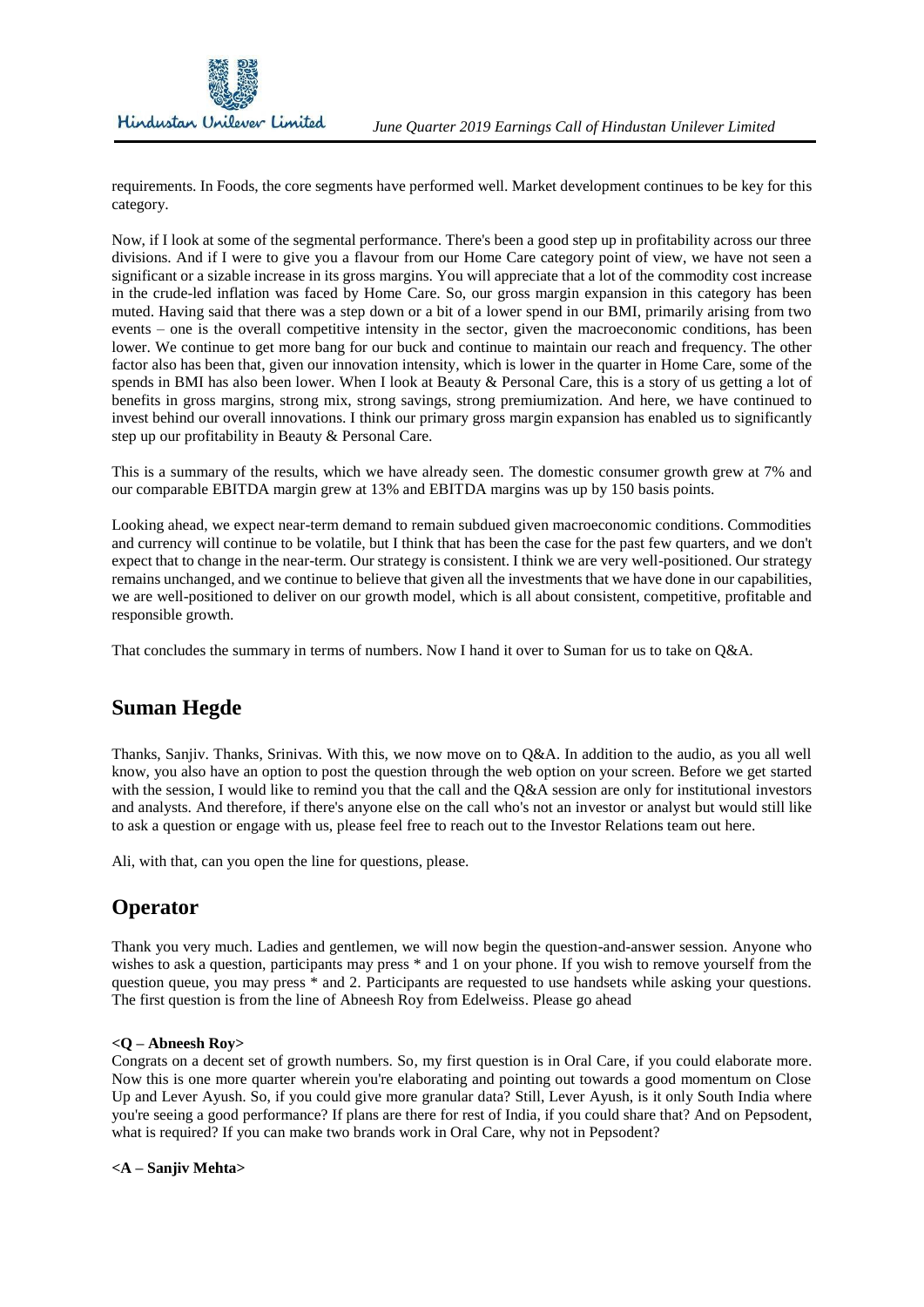requirements. In Foods, the core segments have performed well. Market development continues to be key for this category.

Now, if I look at some of the segmental performance. There's been a good step up in profitability across our three divisions. And if I were to give you a flavour from our Home Care category point of view, we have not seen a significant or a sizable increase in its gross margins. You will appreciate that a lot of the commodity cost increase in the crude-led inflation was faced by Home Care. So, our gross margin expansion in this category has been muted. Having said that there was a step down or a bit of a lower spend in our BMI, primarily arising from two events – one is the overall competitive intensity in the sector, given the macroeconomic conditions, has been lower. We continue to get more bang for our buck and continue to maintain our reach and frequency. The other factor also has been that, given our innovation intensity, which is lower in the quarter in Home Care, some of the spends in BMI has also been lower. When I look at Beauty & Personal Care, this is a story of us getting a lot of benefits in gross margins, strong mix, strong savings, strong premiumization. And here, we have continued to invest behind our overall innovations. I think our primary gross margin expansion has enabled us to significantly step up our profitability in Beauty & Personal Care.

This is a summary of the results, which we have already seen. The domestic consumer growth grew at 7% and our comparable EBITDA margin grew at 13% and EBITDA margins was up by 150 basis points.

Looking ahead, we expect near-term demand to remain subdued given macroeconomic conditions. Commodities and currency will continue to be volatile, but I think that has been the case for the past few quarters, and we don't expect that to change in the near-term. Our strategy is consistent. I think we are very well-positioned. Our strategy remains unchanged, and we continue to believe that given all the investments that we have done in our capabilities, we are well-positioned to deliver on our growth model, which is all about consistent, competitive, profitable and responsible growth.

That concludes the summary in terms of numbers. Now I hand it over to Suman for us to take on Q&A.

## Suman Hegde

Thanks, Sanjiv. Thanks, Srinivas. With this, we now move on to Q&A. In addition to the audio, as you all well know, you also have an option to post the question through the web option on your screen. Before we get started with the session, I would like to remind you that the call and the Q&A session are only for institutional investors and analysts. And therefore, if there's anyone else on the call who's not an investor or analyst but would still like to ask a question or engage with us, please feel free to reach out to the Investor Relations team out here.

Ali, with that, can you open the line for questions, please.

## Operator

Thank you very much. Ladies and gentlemen, we will now begin the question-and-answer session. Anyone who wishes to ask a question, participants may press * and 1 on your phone. If you wish to remove yourself from the question queue, you may press * and 2. Participants are requested to use handsets while asking your questions. The first question is from the line of Abneesh Roy from Edelweiss. Please go ahead

**<Q – Abneesh Roy>**
Congrats on a decent set of growth numbers. So, my first question is in Oral Care, if you could elaborate more. Now this is one more quarter wherein you're elaborating and pointing out towards a good momentum on Close Up and Lever Ayush. So, if you could give more granular data? Still, Lever Ayush, is it only South India where you're seeing a good performance? If plans are there for rest of India, if you could share that? And on Pepsodent, what is required? If you can make two brands work in Oral Care, why not in Pepsodent?

**<A – Sanjiv Mehta>**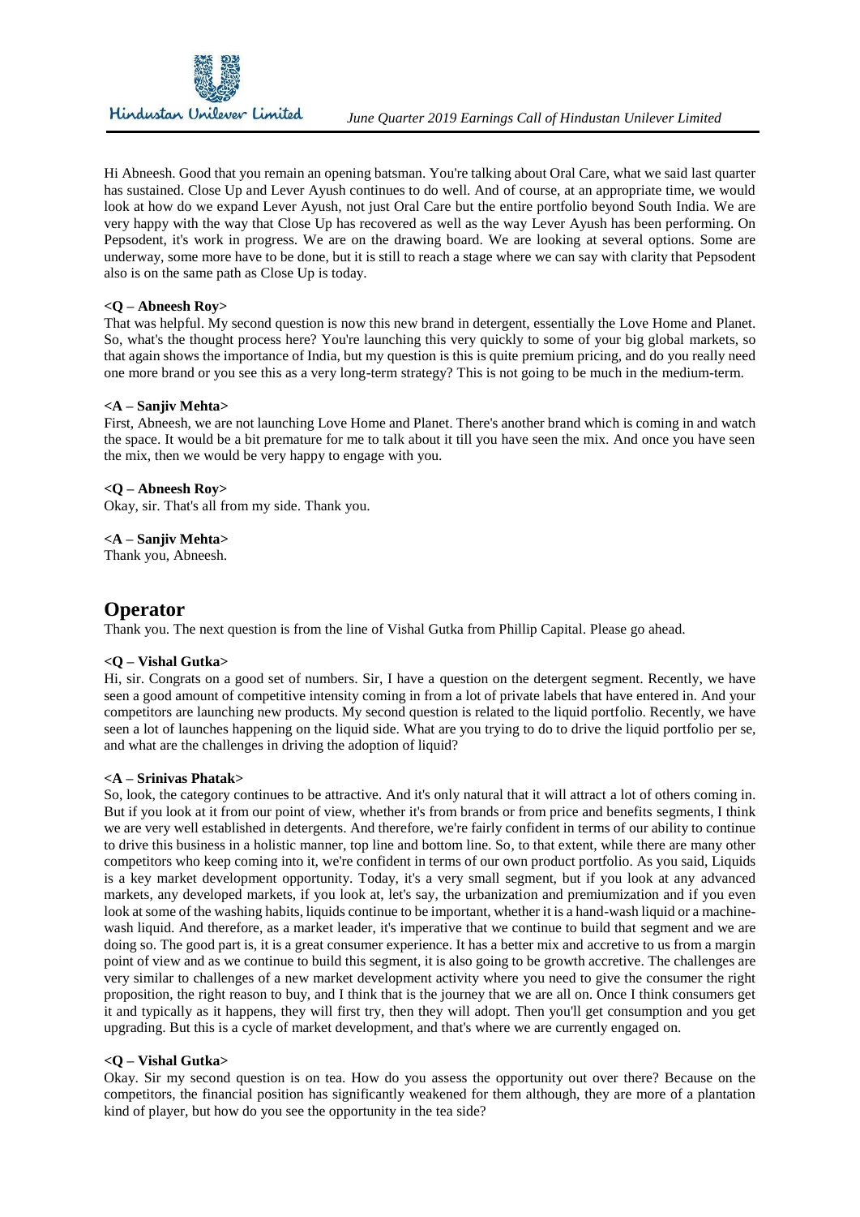Hi Abneesh. Good that you remain an opening batsman. You're talking about Oral Care, what we said last quarter has sustained. Close Up and Lever Ayush continues to do well. And of course, at an appropriate time, we would look at how do we expand Lever Ayush, not just Oral Care but the entire portfolio beyond South India. We are very happy with the way that Close Up has recovered as well as the way Lever Ayush has been performing. On Pepsodent, it's work in progress. We are on the drawing board. We are looking at several options. Some are underway, some more have to be done, but it is still to reach a stage where we can say with clarity that Pepsodent also is on the same path as Close Up is today.

**<Q – Abneesh Roy>**
That was helpful. My second question is now this new brand in detergent, essentially the Love Home and Planet. So, what's the thought process here? You're launching this very quickly to some of your big global markets, so that again shows the importance of India, but my question is this is quite premium pricing, and do you really need one more brand or you see this as a very long-term strategy? This is not going to be much in the medium-term.

**<A – Sanjiv Mehta>**
First, Abneesh, we are not launching Love Home and Planet. There's another brand which is coming in and watch the space. It would be a bit premature for me to talk about it till you have seen the mix. And once you have seen the mix, then we would be very happy to engage with you.

**<Q – Abneesh Roy>**
Okay, sir. That's all from my side. Thank you.

**<A – Sanjiv Mehta>**
Thank you, Abneesh.

## Operator

Thank you. The next question is from the line of Vishal Gutka from Phillip Capital. Please go ahead.

**<Q – Vishal Gutka>**
Hi, sir. Congrats on a good set of numbers. Sir, I have a question on the detergent segment. Recently, we have seen a good amount of competitive intensity coming in from a lot of private labels that have entered in. And your competitors are launching new products. My second question is related to the liquid portfolio. Recently, we have seen a lot of launches happening on the liquid side. What are you trying to do to drive the liquid portfolio per se, and what are the challenges in driving the adoption of liquid?

**<A – Srinivas Phatak>**
So, look, the category continues to be attractive. And it's only natural that it will attract a lot of others coming in. But if you look at it from our point of view, whether it's from brands or from price and benefits segments, I think we are very well established in detergents. And therefore, we're fairly confident in terms of our ability to continue to drive this business in a holistic manner, top line and bottom line. So, to that extent, while there are many other competitors who keep coming into it, we're confident in terms of our own product portfolio. As you said, Liquids is a key market development opportunity. Today, it's a very small segment, but if you look at any advanced markets, any developed markets, if you look at, let's say, the urbanization and premiumization and if you even look at some of the washing habits, liquids continue to be important, whether it is a hand-wash liquid or a machine-wash liquid. And therefore, as a market leader, it's imperative that we continue to build that segment and we are doing so. The good part is, it is a great consumer experience. It has a better mix and accretive to us from a margin point of view and as we continue to build this segment, it is also going to be growth accretive. The challenges are very similar to challenges of a new market development activity where you need to give the consumer the right proposition, the right reason to buy, and I think that is the journey that we are all on. Once I think consumers get it and typically as it happens, they will first try, then they will adopt. Then you'll get consumption and you get upgrading. But this is a cycle of market development, and that's where we are currently engaged on.

**<Q – Vishal Gutka>**
Okay. Sir my second question is on tea. How do you assess the opportunity out over there? Because on the competitors, the financial position has significantly weakened for them although, they are more of a plantation kind of player, but how do you see the opportunity in the tea side?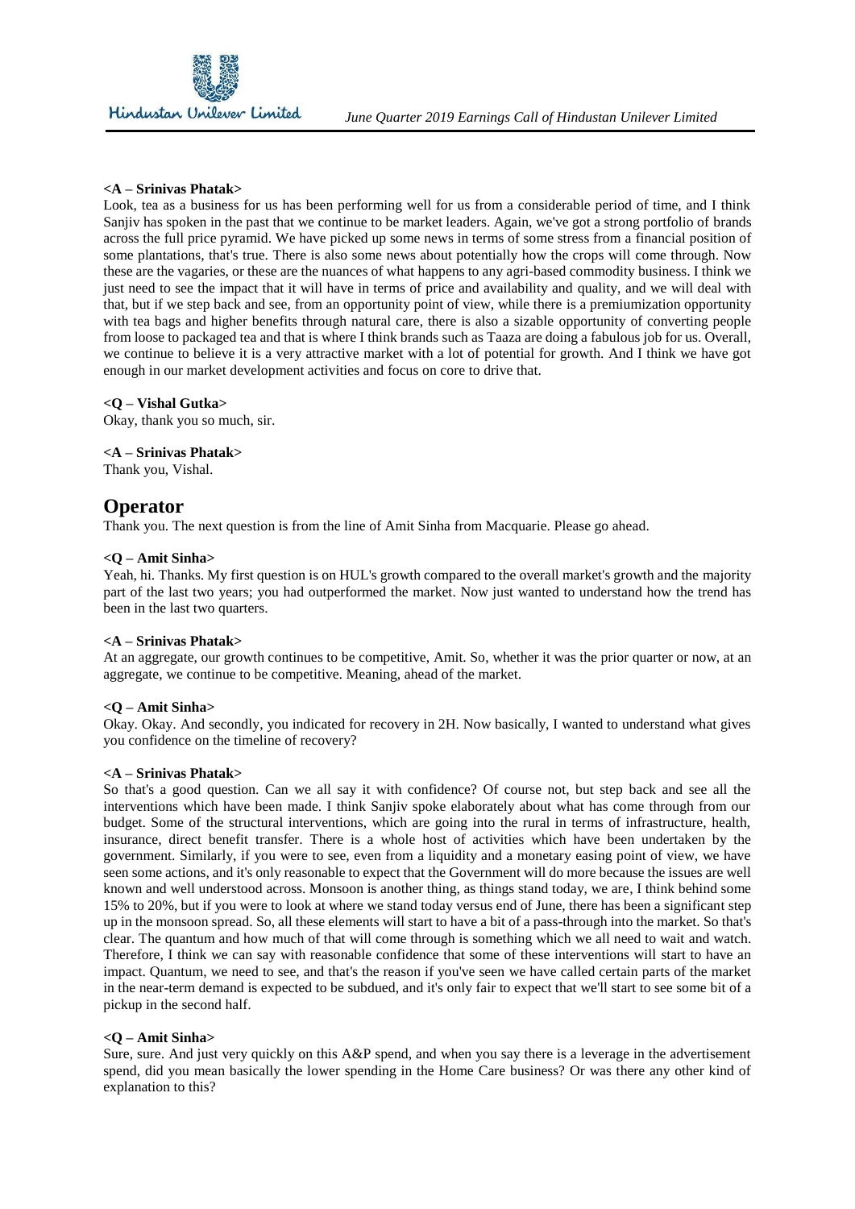**<A – Srinivas Phatak>**
Look, tea as a business for us has been performing well for us from a considerable period of time, and I think Sanjiv has spoken in the past that we continue to be market leaders. Again, we've got a strong portfolio of brands across the full price pyramid. We have picked up some news in terms of some stress from a financial position of some plantations, that's true. There is also some news about potentially how the crops will come through. Now these are the vagaries, or these are the nuances of what happens to any agri-based commodity business. I think we just need to see the impact that it will have in terms of price and availability and quality, and we will deal with that, but if we step back and see, from an opportunity point of view, while there is a premiumization opportunity with tea bags and higher benefits through natural care, there is also a sizable opportunity of converting people from loose to packaged tea and that is where I think brands such as Taaza are doing a fabulous job for us. Overall, we continue to believe it is a very attractive market with a lot of potential for growth. And I think we have got enough in our market development activities and focus on core to drive that.

**<Q – Vishal Gutka>**
Okay, thank you so much, sir.

**<A – Srinivas Phatak>**
Thank you, Vishal.

## Operator

Thank you. The next question is from the line of Amit Sinha from Macquarie. Please go ahead.

**<Q – Amit Sinha>**
Yeah, hi. Thanks. My first question is on HUL's growth compared to the overall market's growth and the majority part of the last two years; you had outperformed the market. Now just wanted to understand how the trend has been in the last two quarters.

**<A – Srinivas Phatak>**
At an aggregate, our growth continues to be competitive, Amit. So, whether it was the prior quarter or now, at an aggregate, we continue to be competitive. Meaning, ahead of the market.

**<Q – Amit Sinha>**
Okay. Okay. And secondly, you indicated for recovery in 2H. Now basically, I wanted to understand what gives you confidence on the timeline of recovery?

**<A – Srinivas Phatak>**
So that's a good question. Can we all say it with confidence? Of course not, but step back and see all the interventions which have been made. I think Sanjiv spoke elaborately about what has come through from our budget. Some of the structural interventions, which are going into the rural in terms of infrastructure, health, insurance, direct benefit transfer. There is a whole host of activities which have been undertaken by the government. Similarly, if you were to see, even from a liquidity and a monetary easing point of view, we have seen some actions, and it's only reasonable to expect that the Government will do more because the issues are well known and well understood across. Monsoon is another thing, as things stand today, we are, I think behind some 15% to 20%, but if you were to look at where we stand today versus end of June, there has been a significant step up in the monsoon spread. So, all these elements will start to have a bit of a pass-through into the market. So that's clear. The quantum and how much of that will come through is something which we all need to wait and watch. Therefore, I think we can say with reasonable confidence that some of these interventions will start to have an impact. Quantum, we need to see, and that's the reason if you've seen we have called certain parts of the market in the near-term demand is expected to be subdued, and it's only fair to expect that we'll start to see some bit of a pickup in the second half.

**<Q – Amit Sinha>**
Sure, sure. And just very quickly on this A&P spend, and when you say there is a leverage in the advertisement spend, did you mean basically the lower spending in the Home Care business? Or was there any other kind of explanation to this?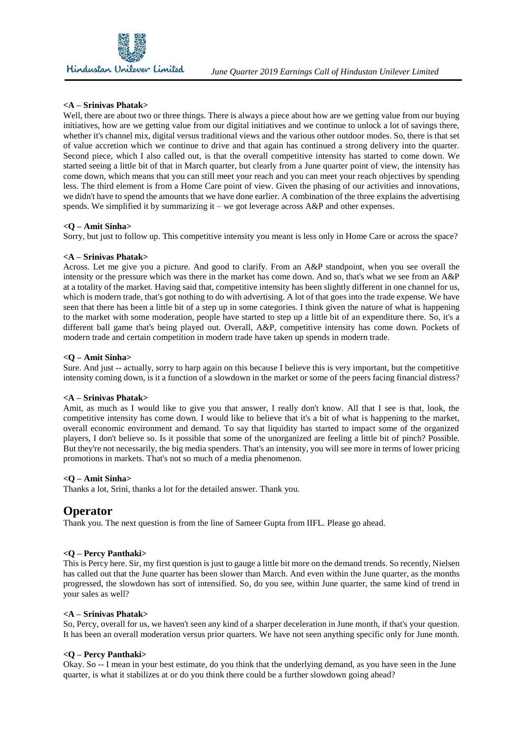**<A – Srinivas Phatak>**

Well, there are about two or three things. There is always a piece about how are we getting value from our buying initiatives, how are we getting value from our digital initiatives and we continue to unlock a lot of savings there, whether it's channel mix, digital versus traditional views and the various other outdoor modes. So, there is that set of value accretion which we continue to drive and that again has continued a strong delivery into the quarter. Second piece, which I also called out, is that the overall competitive intensity has started to come down. We started seeing a little bit of that in March quarter, but clearly from a June quarter point of view, the intensity has come down, which means that you can still meet your reach and you can meet your reach objectives by spending less. The third element is from a Home Care point of view. Given the phasing of our activities and innovations, we didn't have to spend the amounts that we have done earlier. A combination of the three explains the advertising spends. We simplified it by summarizing it – we got leverage across A&P and other expenses.

**<Q – Amit Sinha>**

Sorry, but just to follow up. This competitive intensity you meant is less only in Home Care or across the space?

**<A – Srinivas Phatak>**

Across. Let me give you a picture. And good to clarify. From an A&P standpoint, when you see overall the intensity or the pressure which was there in the market has come down. And so, that's what we see from an A&P at a totality of the market. Having said that, competitive intensity has been slightly different in one channel for us, which is modern trade, that's got nothing to do with advertising. A lot of that goes into the trade expense. We have seen that there has been a little bit of a step up in some categories. I think given the nature of what is happening to the market with some moderation, people have started to step up a little bit of an expenditure there. So, it's a different ball game that's being played out. Overall, A&P, competitive intensity has come down. Pockets of modern trade and certain competition in modern trade have taken up spends in modern trade.

**<Q – Amit Sinha>**

Sure. And just -- actually, sorry to harp again on this because I believe this is very important, but the competitive intensity coming down, is it a function of a slowdown in the market or some of the peers facing financial distress?

**<A – Srinivas Phatak>**

Amit, as much as I would like to give you that answer, I really don't know. All that I see is that, look, the competitive intensity has come down. I would like to believe that it's a bit of what is happening to the market, overall economic environment and demand. To say that liquidity has started to impact some of the organized players, I don't believe so. Is it possible that some of the unorganized are feeling a little bit of pinch? Possible. But they're not necessarily, the big media spenders. That's an intensity, you will see more in terms of lower pricing promotions in markets. That's not so much of a media phenomenon.

**<Q – Amit Sinha>**

Thanks a lot, Srini, thanks a lot for the detailed answer. Thank you.

## Operator

Thank you. The next question is from the line of Sameer Gupta from IIFL. Please go ahead.

**<Q – Percy Panthaki>**

This is Percy here. Sir, my first question is just to gauge a little bit more on the demand trends. So recently, Nielsen has called out that the June quarter has been slower than March. And even within the June quarter, as the months progressed, the slowdown has sort of intensified. So, do you see, within June quarter, the same kind of trend in your sales as well?

**<A – Srinivas Phatak>**

So, Percy, overall for us, we haven't seen any kind of a sharper deceleration in June month, if that's your question. It has been an overall moderation versus prior quarters. We have not seen anything specific only for June month.

**<Q – Percy Panthaki>**

Okay. So -- I mean in your best estimate, do you think that the underlying demand, as you have seen in the June quarter, is what it stabilizes at or do you think there could be a further slowdown going ahead?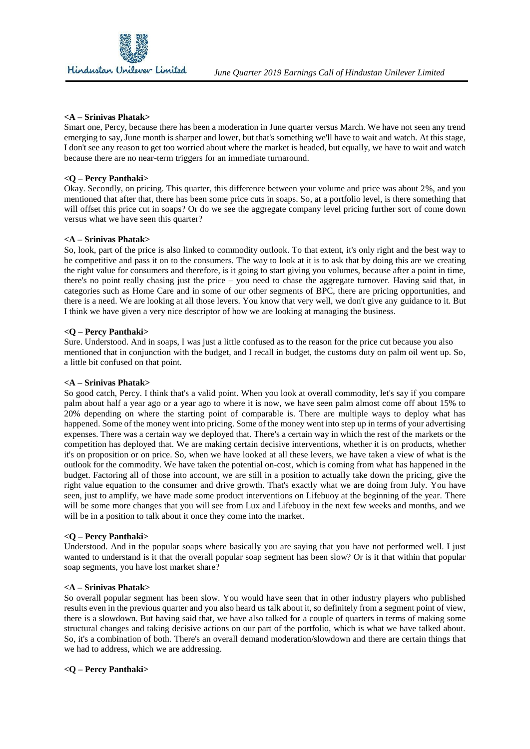**<A – Srinivas Phatak>**
Smart one, Percy, because there has been a moderation in June quarter versus March. We have not seen any trend emerging to say, June month is sharper and lower, but that's something we'll have to wait and watch. At this stage, I don't see any reason to get too worried about where the market is headed, but equally, we have to wait and watch because there are no near-term triggers for an immediate turnaround.

**<Q – Percy Panthaki>**
Okay. Secondly, on pricing. This quarter, this difference between your volume and price was about 2%, and you mentioned that after that, there has been some price cuts in soaps. So, at a portfolio level, is there something that will offset this price cut in soaps? Or do we see the aggregate company level pricing further sort of come down versus what we have seen this quarter?

**<A – Srinivas Phatak>**
So, look, part of the price is also linked to commodity outlook. To that extent, it's only right and the best way to be competitive and pass it on to the consumers. The way to look at it is to ask that by doing this are we creating the right value for consumers and therefore, is it going to start giving you volumes, because after a point in time, there's no point really chasing just the price – you need to chase the aggregate turnover. Having said that, in categories such as Home Care and in some of our other segments of BPC, there are pricing opportunities, and there is a need. We are looking at all those levers. You know that very well, we don't give any guidance to it. But I think we have given a very nice descriptor of how we are looking at managing the business.

**<Q – Percy Panthaki>**
Sure. Understood. And in soaps, I was just a little confused as to the reason for the price cut because you also mentioned that in conjunction with the budget, and I recall in budget, the customs duty on palm oil went up. So, a little bit confused on that point.

**<A – Srinivas Phatak>**
So good catch, Percy. I think that's a valid point. When you look at overall commodity, let's say if you compare palm about half a year ago or a year ago to where it is now, we have seen palm almost come off about 15% to 20% depending on where the starting point of comparable is. There are multiple ways to deploy what has happened. Some of the money went into pricing. Some of the money went into step up in terms of your advertising expenses. There was a certain way we deployed that. There's a certain way in which the rest of the markets or the competition has deployed that. We are making certain decisive interventions, whether it is on products, whether it's on proposition or on price. So, when we have looked at all these levers, we have taken a view of what is the outlook for the commodity. We have taken the potential on-cost, which is coming from what has happened in the budget. Factoring all of those into account, we are still in a position to actually take down the pricing, give the right value equation to the consumer and drive growth. That's exactly what we are doing from July. You have seen, just to amplify, we have made some product interventions on Lifebuoy at the beginning of the year. There will be some more changes that you will see from Lux and Lifebuoy in the next few weeks and months, and we will be in a position to talk about it once they come into the market.

**<Q – Percy Panthaki>**
Understood. And in the popular soaps where basically you are saying that you have not performed well. I just wanted to understand is it that the overall popular soap segment has been slow? Or is it that within that popular soap segments, you have lost market share?

**<A – Srinivas Phatak>**
So overall popular segment has been slow. You would have seen that in other industry players who published results even in the previous quarter and you also heard us talk about it, so definitely from a segment point of view, there is a slowdown. But having said that, we have also talked for a couple of quarters in terms of making some structural changes and taking decisive actions on our part of the portfolio, which is what we have talked about. So, it's a combination of both. There's an overall demand moderation/slowdown and there are certain things that we had to address, which we are addressing.

**<Q – Percy Panthaki>**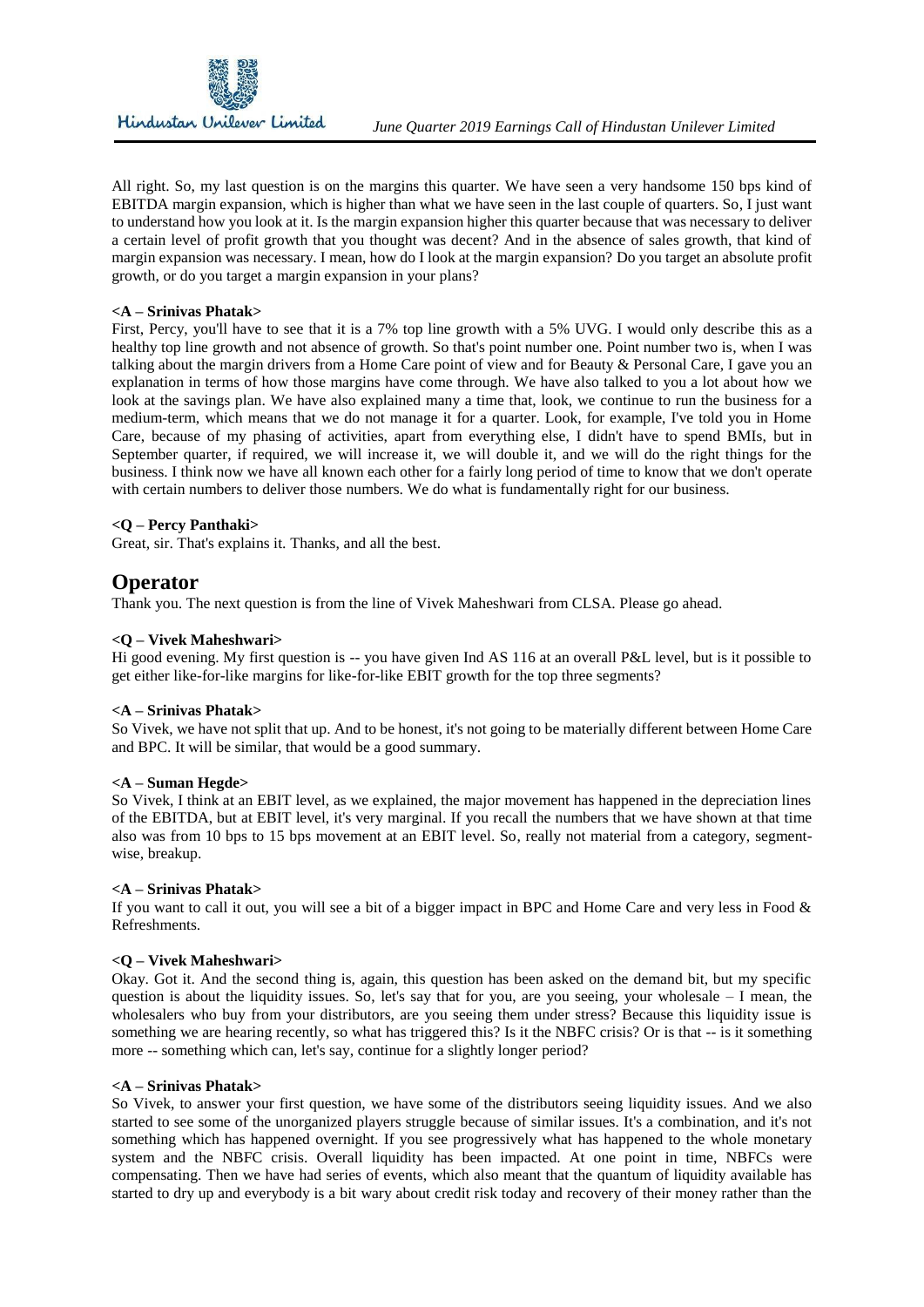All right. So, my last question is on the margins this quarter. We have seen a very handsome 150 bps kind of EBITDA margin expansion, which is higher than what we have seen in the last couple of quarters. So, I just want to understand how you look at it. Is the margin expansion higher this quarter because that was necessary to deliver a certain level of profit growth that you thought was decent? And in the absence of sales growth, that kind of margin expansion was necessary. I mean, how do I look at the margin expansion? Do you target an absolute profit growth, or do you target a margin expansion in your plans?

**<A – Srinivas Phatak>**

First, Percy, you'll have to see that it is a 7% top line growth with a 5% UVG. I would only describe this as a healthy top line growth and not absence of growth. So that's point number one. Point number two is, when I was talking about the margin drivers from a Home Care point of view and for Beauty & Personal Care, I gave you an explanation in terms of how those margins have come through. We have also talked to you a lot about how we look at the savings plan. We have also explained many a time that, look, we continue to run the business for a medium-term, which means that we do not manage it for a quarter. Look, for example, I've told you in Home Care, because of my phasing of activities, apart from everything else, I didn't have to spend BMIs, but in September quarter, if required, we will increase it, we will double it, and we will do the right things for the business. I think now we have all known each other for a fairly long period of time to know that we don't operate with certain numbers to deliver those numbers. We do what is fundamentally right for our business.

**<Q – Percy Panthaki>**

Great, sir. That's explains it. Thanks, and all the best.

## Operator

Thank you. The next question is from the line of Vivek Maheshwari from CLSA. Please go ahead.

**<Q – Vivek Maheshwari>**

Hi good evening. My first question is -- you have given Ind AS 116 at an overall P&L level, but is it possible to get either like-for-like margins for like-for-like EBIT growth for the top three segments?

**<A – Srinivas Phatak>**

So Vivek, we have not split that up. And to be honest, it's not going to be materially different between Home Care and BPC. It will be similar, that would be a good summary.

**<A – Suman Hegde>**

So Vivek, I think at an EBIT level, as we explained, the major movement has happened in the depreciation lines of the EBITDA, but at EBIT level, it's very marginal. If you recall the numbers that we have shown at that time also was from 10 bps to 15 bps movement at an EBIT level. So, really not material from a category, segment-wise, breakup.

**<A – Srinivas Phatak>**

If you want to call it out, you will see a bit of a bigger impact in BPC and Home Care and very less in Food & Refreshments.

**<Q – Vivek Maheshwari>**

Okay. Got it. And the second thing is, again, this question has been asked on the demand bit, but my specific question is about the liquidity issues. So, let's say that for you, are you seeing, your wholesale – I mean, the wholesalers who buy from your distributors, are you seeing them under stress? Because this liquidity issue is something we are hearing recently, so what has triggered this? Is it the NBFC crisis? Or is that -- is it something more -- something which can, let's say, continue for a slightly longer period?

**<A – Srinivas Phatak>**

So Vivek, to answer your first question, we have some of the distributors seeing liquidity issues. And we also started to see some of the unorganized players struggle because of similar issues. It's a combination, and it's not something which has happened overnight. If you see progressively what has happened to the whole monetary system and the NBFC crisis. Overall liquidity has been impacted. At one point in time, NBFCs were compensating. Then we have had series of events, which also meant that the quantum of liquidity available has started to dry up and everybody is a bit wary about credit risk today and recovery of their money rather than the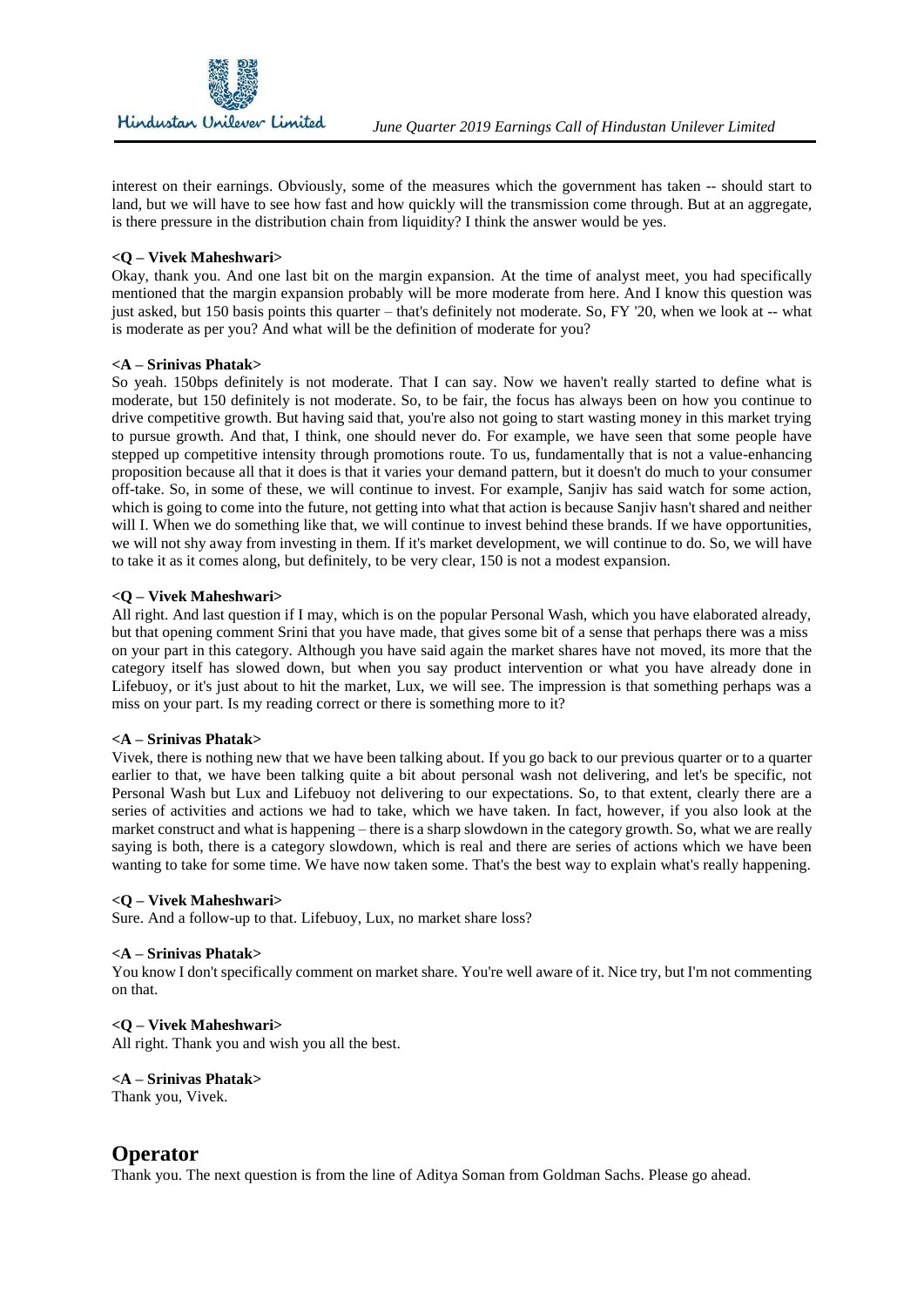interest on their earnings. Obviously, some of the measures which the government has taken -- should start to land, but we will have to see how fast and how quickly will the transmission come through. But at an aggregate, is there pressure in the distribution chain from liquidity? I think the answer would be yes.

**<Q – Vivek Maheshwari>**

Okay, thank you. And one last bit on the margin expansion. At the time of analyst meet, you had specifically mentioned that the margin expansion probably will be more moderate from here. And I know this question was just asked, but 150 basis points this quarter – that's definitely not moderate. So, FY '20, when we look at -- what is moderate as per you? And what will be the definition of moderate for you?

**<A – Srinivas Phatak>**

So yeah. 150bps definitely is not moderate. That I can say. Now we haven't really started to define what is moderate, but 150 definitely is not moderate. So, to be fair, the focus has always been on how you continue to drive competitive growth. But having said that, you're also not going to start wasting money in this market trying to pursue growth. And that, I think, one should never do. For example, we have seen that some people have stepped up competitive intensity through promotions route. To us, fundamentally that is not a value-enhancing proposition because all that it does is that it varies your demand pattern, but it doesn't do much to your consumer off-take. So, in some of these, we will continue to invest. For example, Sanjiv has said watch for some action, which is going to come into the future, not getting into what that action is because Sanjiv hasn't shared and neither will I. When we do something like that, we will continue to invest behind these brands. If we have opportunities, we will not shy away from investing in them. If it's market development, we will continue to do. So, we will have to take it as it comes along, but definitely, to be very clear, 150 is not a modest expansion.

**<Q – Vivek Maheshwari>**

All right. And last question if I may, which is on the popular Personal Wash, which you have elaborated already, but that opening comment Srini that you have made, that gives some bit of a sense that perhaps there was a miss on your part in this category. Although you have said again the market shares have not moved, its more that the category itself has slowed down, but when you say product intervention or what you have already done in Lifebuoy, or it's just about to hit the market, Lux, we will see. The impression is that something perhaps was a miss on your part. Is my reading correct or there is something more to it?

**<A – Srinivas Phatak>**

Vivek, there is nothing new that we have been talking about. If you go back to our previous quarter or to a quarter earlier to that, we have been talking quite a bit about personal wash not delivering, and let's be specific, not Personal Wash but Lux and Lifebuoy not delivering to our expectations. So, to that extent, clearly there are a series of activities and actions we had to take, which we have taken. In fact, however, if you also look at the market construct and what is happening – there is a sharp slowdown in the category growth. So, what we are really saying is both, there is a category slowdown, which is real and there are series of actions which we have been wanting to take for some time. We have now taken some. That's the best way to explain what's really happening.

**<Q – Vivek Maheshwari>**

Sure. And a follow-up to that. Lifebuoy, Lux, no market share loss?

**<A – Srinivas Phatak>**

You know I don't specifically comment on market share. You're well aware of it. Nice try, but I'm not commenting on that.

**<Q – Vivek Maheshwari>**

All right. Thank you and wish you all the best.

**<A – Srinivas Phatak>**

Thank you, Vivek.

## Operator

Thank you. The next question is from the line of Aditya Soman from Goldman Sachs. Please go ahead.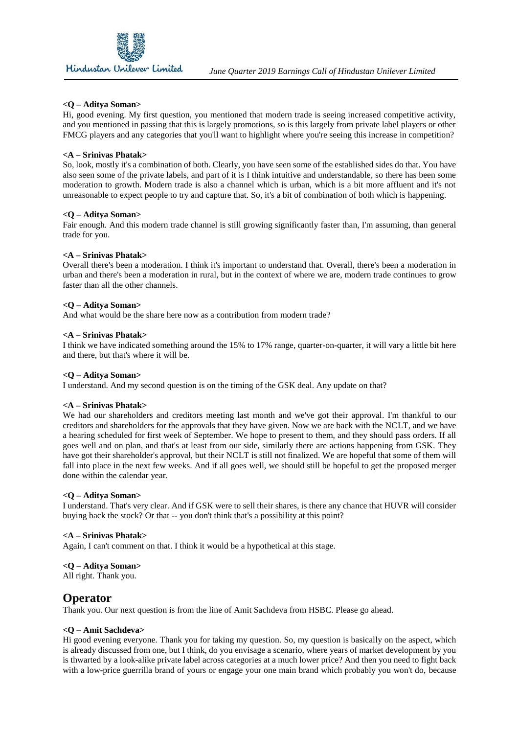**<Q – Aditya Soman>**
Hi, good evening. My first question, you mentioned that modern trade is seeing increased competitive activity, and you mentioned in passing that this is largely promotions, so is this largely from private label players or other FMCG players and any categories that you'll want to highlight where you're seeing this increase in competition?

**<A – Srinivas Phatak>**
So, look, mostly it's a combination of both. Clearly, you have seen some of the established sides do that. You have also seen some of the private labels, and part of it is I think intuitive and understandable, so there has been some moderation to growth. Modern trade is also a channel which is urban, which is a bit more affluent and it's not unreasonable to expect people to try and capture that. So, it's a bit of combination of both which is happening.

**<Q – Aditya Soman>**
Fair enough. And this modern trade channel is still growing significantly faster than, I'm assuming, than general trade for you.

**<A – Srinivas Phatak>**
Overall there's been a moderation. I think it's important to understand that. Overall, there's been a moderation in urban and there's been a moderation in rural, but in the context of where we are, modern trade continues to grow faster than all the other channels.

**<Q – Aditya Soman>**
And what would be the share here now as a contribution from modern trade?

**<A – Srinivas Phatak>**
I think we have indicated something around the 15% to 17% range, quarter-on-quarter, it will vary a little bit here and there, but that's where it will be.

**<Q – Aditya Soman>**
I understand. And my second question is on the timing of the GSK deal. Any update on that?

**<A – Srinivas Phatak>**
We had our shareholders and creditors meeting last month and we've got their approval. I'm thankful to our creditors and shareholders for the approvals that they have given. Now we are back with the NCLT, and we have a hearing scheduled for first week of September. We hope to present to them, and they should pass orders. If all goes well and on plan, and that's at least from our side, similarly there are actions happening from GSK. They have got their shareholder's approval, but their NCLT is still not finalized. We are hopeful that some of them will fall into place in the next few weeks. And if all goes well, we should still be hopeful to get the proposed merger done within the calendar year.

**<Q – Aditya Soman>**
I understand. That's very clear. And if GSK were to sell their shares, is there any chance that HUVR will consider buying back the stock? Or that -- you don't think that's a possibility at this point?

**<A – Srinivas Phatak>**
Again, I can't comment on that. I think it would be a hypothetical at this stage.

**<Q – Aditya Soman>**
All right. Thank you.

## Operator

Thank you. Our next question is from the line of Amit Sachdeva from HSBC. Please go ahead.

**<Q – Amit Sachdeva>**
Hi good evening everyone. Thank you for taking my question. So, my question is basically on the aspect, which is already discussed from one, but I think, do you envisage a scenario, where years of market development by you is thwarted by a look-alike private label across categories at a much lower price? And then you need to fight back with a low-price guerrilla brand of yours or engage your one main brand which probably you won't do, because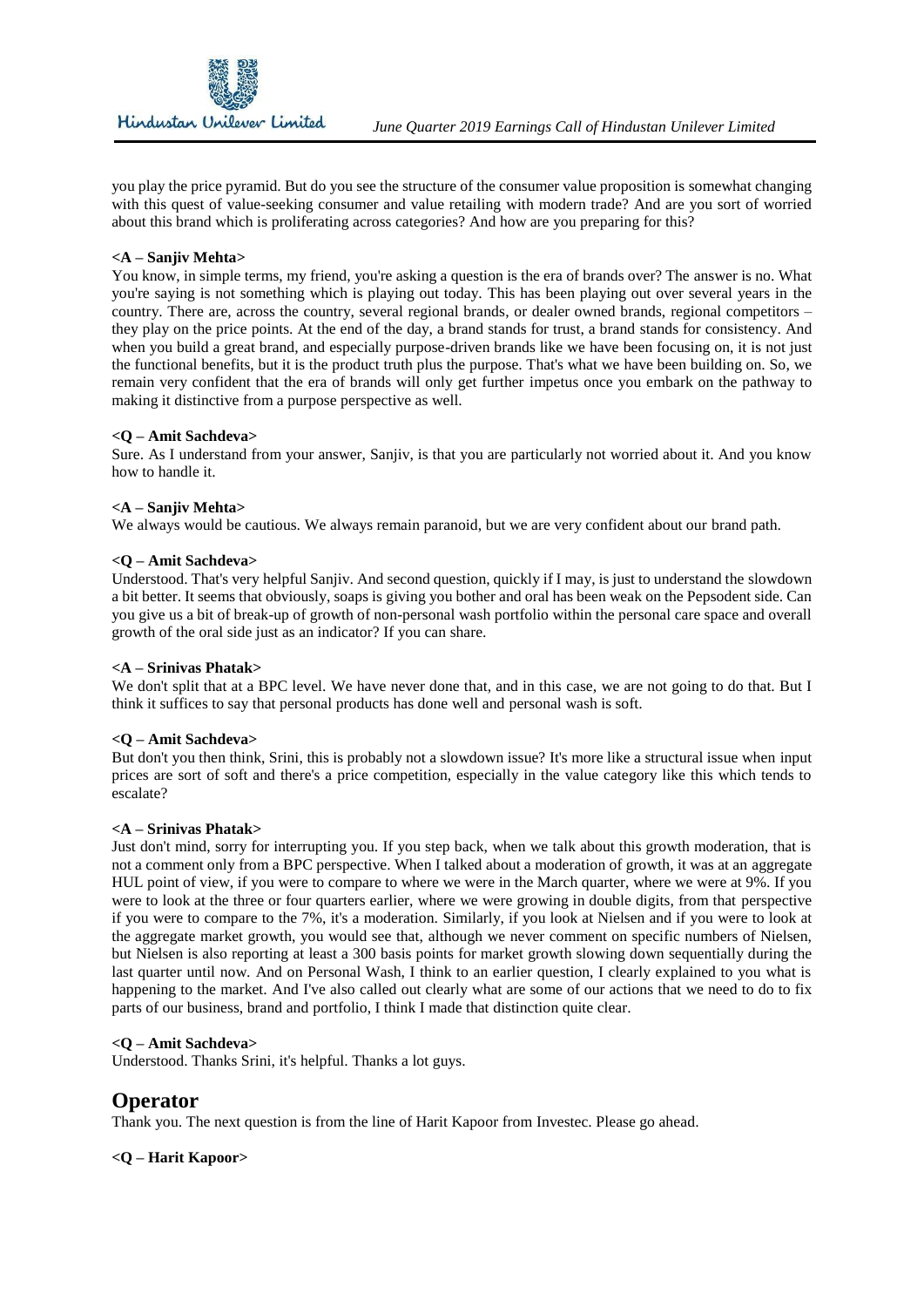you play the price pyramid. But do you see the structure of the consumer value proposition is somewhat changing with this quest of value-seeking consumer and value retailing with modern trade? And are you sort of worried about this brand which is proliferating across categories? And how are you preparing for this?

**<A – Sanjiv Mehta>**

You know, in simple terms, my friend, you're asking a question is the era of brands over? The answer is no. What you're saying is not something which is playing out today. This has been playing out over several years in the country. There are, across the country, several regional brands, or dealer owned brands, regional competitors – they play on the price points. At the end of the day, a brand stands for trust, a brand stands for consistency. And when you build a great brand, and especially purpose-driven brands like we have been focusing on, it is not just the functional benefits, but it is the product truth plus the purpose. That's what we have been building on. So, we remain very confident that the era of brands will only get further impetus once you embark on the pathway to making it distinctive from a purpose perspective as well.

**<Q – Amit Sachdeva>**

Sure. As I understand from your answer, Sanjiv, is that you are particularly not worried about it. And you know how to handle it.

**<A – Sanjiv Mehta>**

We always would be cautious. We always remain paranoid, but we are very confident about our brand path.

**<Q – Amit Sachdeva>**

Understood. That's very helpful Sanjiv. And second question, quickly if I may, is just to understand the slowdown a bit better. It seems that obviously, soaps is giving you bother and oral has been weak on the Pepsodent side. Can you give us a bit of break-up of growth of non-personal wash portfolio within the personal care space and overall growth of the oral side just as an indicator? If you can share.

**<A – Srinivas Phatak>**

We don't split that at a BPC level. We have never done that, and in this case, we are not going to do that. But I think it suffices to say that personal products has done well and personal wash is soft.

**<Q – Amit Sachdeva>**

But don't you then think, Srini, this is probably not a slowdown issue? It's more like a structural issue when input prices are sort of soft and there's a price competition, especially in the value category like this which tends to escalate?

**<A – Srinivas Phatak>**

Just don't mind, sorry for interrupting you. If you step back, when we talk about this growth moderation, that is not a comment only from a BPC perspective. When I talked about a moderation of growth, it was at an aggregate HUL point of view, if you were to compare to where we were in the March quarter, where we were at 9%. If you were to look at the three or four quarters earlier, where we were growing in double digits, from that perspective if you were to compare to the 7%, it's a moderation. Similarly, if you look at Nielsen and if you were to look at the aggregate market growth, you would see that, although we never comment on specific numbers of Nielsen, but Nielsen is also reporting at least a 300 basis points for market growth slowing down sequentially during the last quarter until now. And on Personal Wash, I think to an earlier question, I clearly explained to you what is happening to the market. And I've also called out clearly what are some of our actions that we need to do to fix parts of our business, brand and portfolio, I think I made that distinction quite clear.

**<Q – Amit Sachdeva>**

Understood. Thanks Srini, it's helpful. Thanks a lot guys.

## Operator

Thank you. The next question is from the line of Harit Kapoor from Investec. Please go ahead.

**<Q – Harit Kapoor>**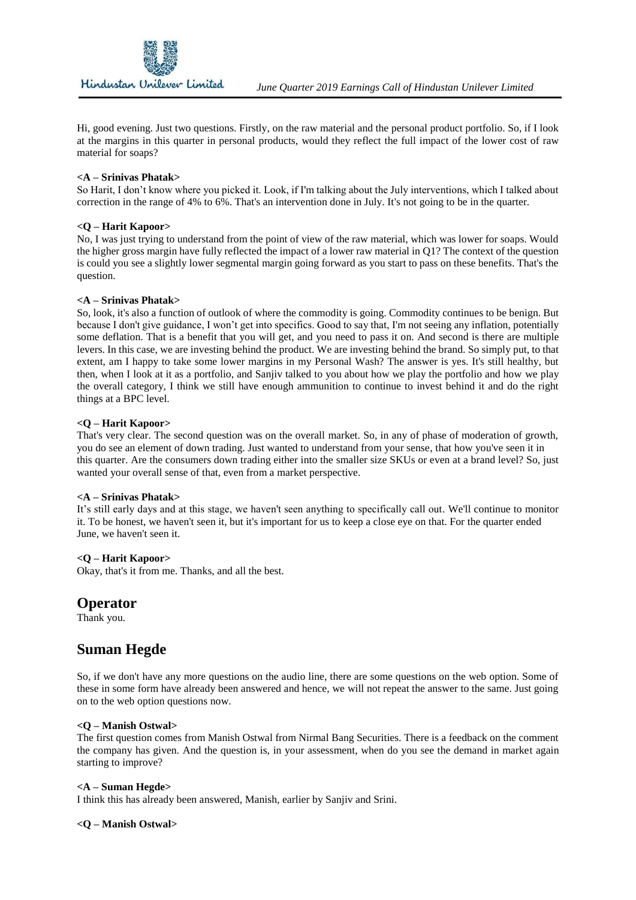Hi, good evening. Just two questions. Firstly, on the raw material and the personal product portfolio. So, if I look at the margins in this quarter in personal products, would they reflect the full impact of the lower cost of raw material for soaps?

**<A – Srinivas Phatak>**

So Harit, I don't know where you picked it. Look, if I'm talking about the July interventions, which I talked about correction in the range of 4% to 6%. That's an intervention done in July. It's not going to be in the quarter.

**<Q – Harit Kapoor>**

No, I was just trying to understand from the point of view of the raw material, which was lower for soaps. Would the higher gross margin have fully reflected the impact of a lower raw material in Q1? The context of the question is could you see a slightly lower segmental margin going forward as you start to pass on these benefits. That's the question.

**<A – Srinivas Phatak>**

So, look, it's also a function of outlook of where the commodity is going. Commodity continues to be benign. But because I don't give guidance, I won't get into specifics. Good to say that, I'm not seeing any inflation, potentially some deflation. That is a benefit that you will get, and you need to pass it on. And second is there are multiple levers. In this case, we are investing behind the product. We are investing behind the brand. So simply put, to that extent, am I happy to take some lower margins in my Personal Wash? The answer is yes. It's still healthy, but then, when I look at it as a portfolio, and Sanjiv talked to you about how we play the portfolio and how we play the overall category, I think we still have enough ammunition to continue to invest behind it and do the right things at a BPC level.

**<Q – Harit Kapoor>**

That's very clear. The second question was on the overall market. So, in any of phase of moderation of growth, you do see an element of down trading. Just wanted to understand from your sense, that how you've seen it in this quarter. Are the consumers down trading either into the smaller size SKUs or even at a brand level? So, just wanted your overall sense of that, even from a market perspective.

**<A – Srinivas Phatak>**

It's still early days and at this stage, we haven't seen anything to specifically call out. We'll continue to monitor it. To be honest, we haven't seen it, but it's important for us to keep a close eye on that. For the quarter ended June, we haven't seen it.

**<Q – Harit Kapoor>**

Okay, that's it from me. Thanks, and all the best.

## Operator

Thank you.

## Suman Hegde

So, if we don't have any more questions on the audio line, there are some questions on the web option. Some of these in some form have already been answered and hence, we will not repeat the answer to the same. Just going on to the web option questions now.

**<Q – Manish Ostwal>**

The first question comes from Manish Ostwal from Nirmal Bang Securities. There is a feedback on the comment the company has given. And the question is, in your assessment, when do you see the demand in market again starting to improve?

**<A – Suman Hegde>**

I think this has already been answered, Manish, earlier by Sanjiv and Srini.

**<Q – Manish Ostwal>**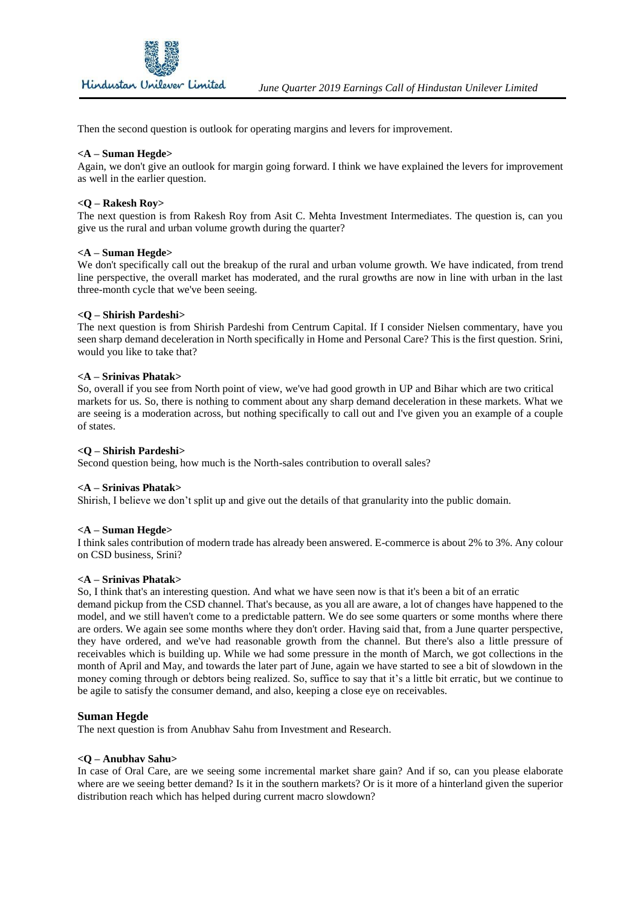Then the second question is outlook for operating margins and levers for improvement.

**<A – Suman Hegde>**
Again, we don't give an outlook for margin going forward. I think we have explained the levers for improvement as well in the earlier question.

**<Q – Rakesh Roy>**
The next question is from Rakesh Roy from Asit C. Mehta Investment Intermediates. The question is, can you give us the rural and urban volume growth during the quarter?

**<A – Suman Hegde>**
We don't specifically call out the breakup of the rural and urban volume growth. We have indicated, from trend line perspective, the overall market has moderated, and the rural growths are now in line with urban in the last three-month cycle that we've been seeing.

**<Q – Shirish Pardeshi>**
The next question is from Shirish Pardeshi from Centrum Capital. If I consider Nielsen commentary, have you seen sharp demand deceleration in North specifically in Home and Personal Care? This is the first question. Srini, would you like to take that?

**<A – Srinivas Phatak>**
So, overall if you see from North point of view, we've had good growth in UP and Bihar which are two critical markets for us. So, there is nothing to comment about any sharp demand deceleration in these markets. What we are seeing is a moderation across, but nothing specifically to call out and I've given you an example of a couple of states.

**<Q – Shirish Pardeshi>**
Second question being, how much is the North-sales contribution to overall sales?

**<A – Srinivas Phatak>**
Shirish, I believe we don't split up and give out the details of that granularity into the public domain.

**<A – Suman Hegde>**
I think sales contribution of modern trade has already been answered. E-commerce is about 2% to 3%. Any colour on CSD business, Srini?

**<A – Srinivas Phatak>**
So, I think that's an interesting question. And what we have seen now is that it's been a bit of an erratic demand pickup from the CSD channel. That's because, as you all are aware, a lot of changes have happened to the model, and we still haven't come to a predictable pattern. We do see some quarters or some months where there are orders. We again see some months where they don't order. Having said that, from a June quarter perspective, they have ordered, and we've had reasonable growth from the channel. But there's also a little pressure of receivables which is building up. While we had some pressure in the month of March, we got collections in the month of April and May, and towards the later part of June, again we have started to see a bit of slowdown in the money coming through or debtors being realized. So, suffice to say that it's a little bit erratic, but we continue to be agile to satisfy the consumer demand, and also, keeping a close eye on receivables.

## Suman Hegde

The next question is from Anubhav Sahu from Investment and Research.

**<Q – Anubhav Sahu>**
In case of Oral Care, are we seeing some incremental market share gain? And if so, can you please elaborate where are we seeing better demand? Is it in the southern markets? Or is it more of a hinterland given the superior distribution reach which has helped during current macro slowdown?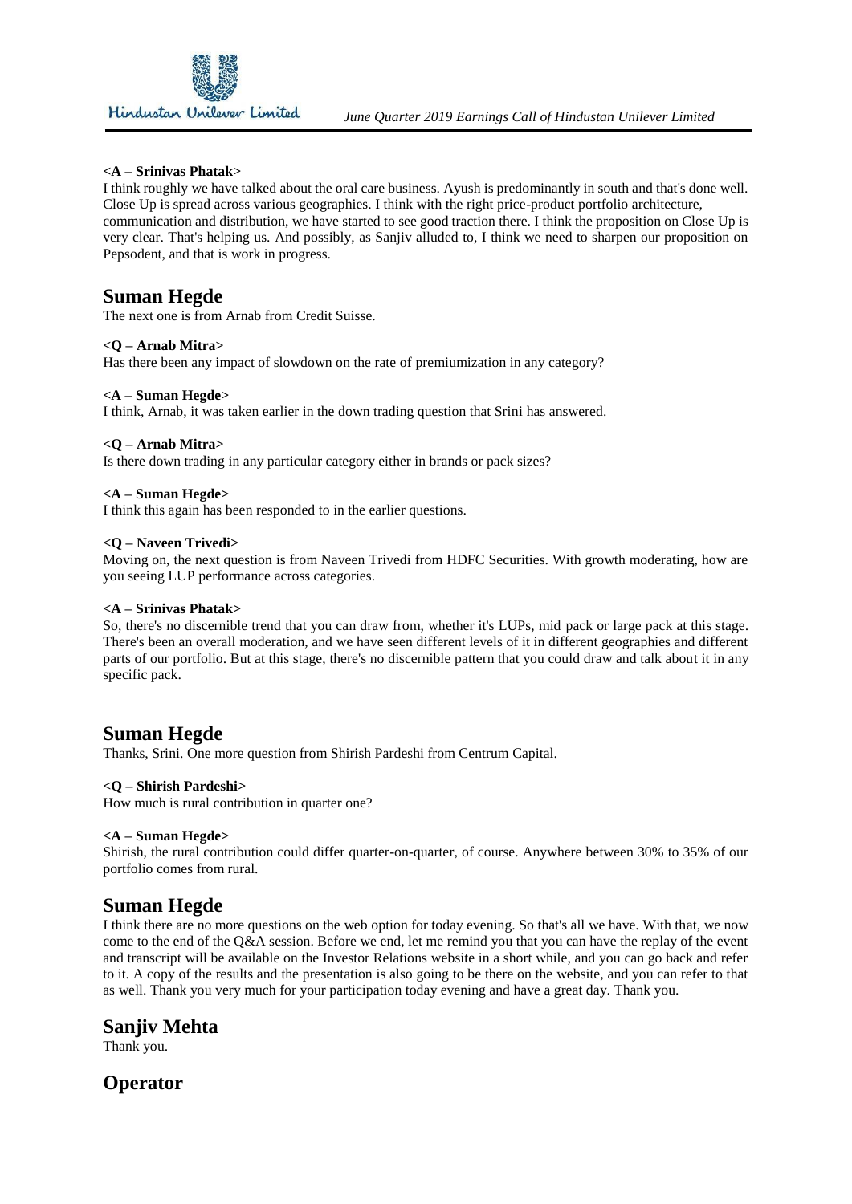**<A – Srinivas Phatak>**

I think roughly we have talked about the oral care business. Ayush is predominantly in south and that's done well. Close Up is spread across various geographies. I think with the right price-product portfolio architecture, communication and distribution, we have started to see good traction there. I think the proposition on Close Up is very clear. That's helping us. And possibly, as Sanjiv alluded to, I think we need to sharpen our proposition on Pepsodent, and that is work in progress.

## Suman Hegde

The next one is from Arnab from Credit Suisse.

**<Q – Arnab Mitra>**

Has there been any impact of slowdown on the rate of premiumization in any category?

**<A – Suman Hegde>**

I think, Arnab, it was taken earlier in the down trading question that Srini has answered.

**<Q – Arnab Mitra>**

Is there down trading in any particular category either in brands or pack sizes?

**<A – Suman Hegde>**

I think this again has been responded to in the earlier questions.

**<Q – Naveen Trivedi>**

Moving on, the next question is from Naveen Trivedi from HDFC Securities. With growth moderating, how are you seeing LUP performance across categories.

**<A – Srinivas Phatak>**

So, there's no discernible trend that you can draw from, whether it's LUPs, mid pack or large pack at this stage. There's been an overall moderation, and we have seen different levels of it in different geographies and different parts of our portfolio. But at this stage, there's no discernible pattern that you could draw and talk about it in any specific pack.

## Suman Hegde

Thanks, Srini. One more question from Shirish Pardeshi from Centrum Capital.

**<Q – Shirish Pardeshi>**

How much is rural contribution in quarter one?

**<A – Suman Hegde>**

Shirish, the rural contribution could differ quarter-on-quarter, of course. Anywhere between 30% to 35% of our portfolio comes from rural.

## Suman Hegde

I think there are no more questions on the web option for today evening. So that's all we have. With that, we now come to the end of the Q&A session. Before we end, let me remind you that you can have the replay of the event and transcript will be available on the Investor Relations website in a short while, and you can go back and refer to it. A copy of the results and the presentation is also going to be there on the website, and you can refer to that as well. Thank you very much for your participation today evening and have a great day. Thank you.

## Sanjiv Mehta

Thank you.

## Operator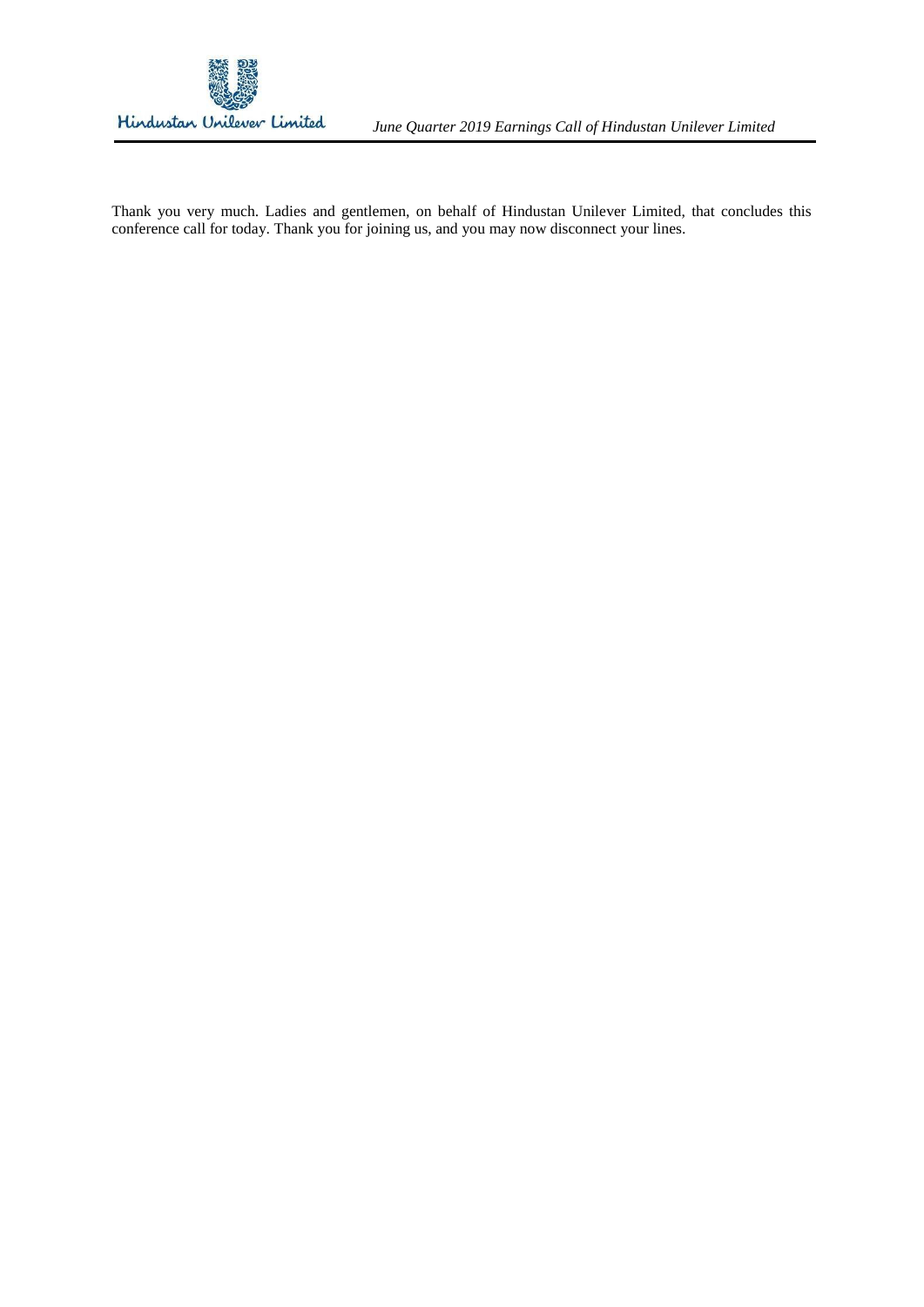Thank you very much. Ladies and gentlemen, on behalf of Hindustan Unilever Limited, that concludes this conference call for today. Thank you for joining us, and you may now disconnect your lines.